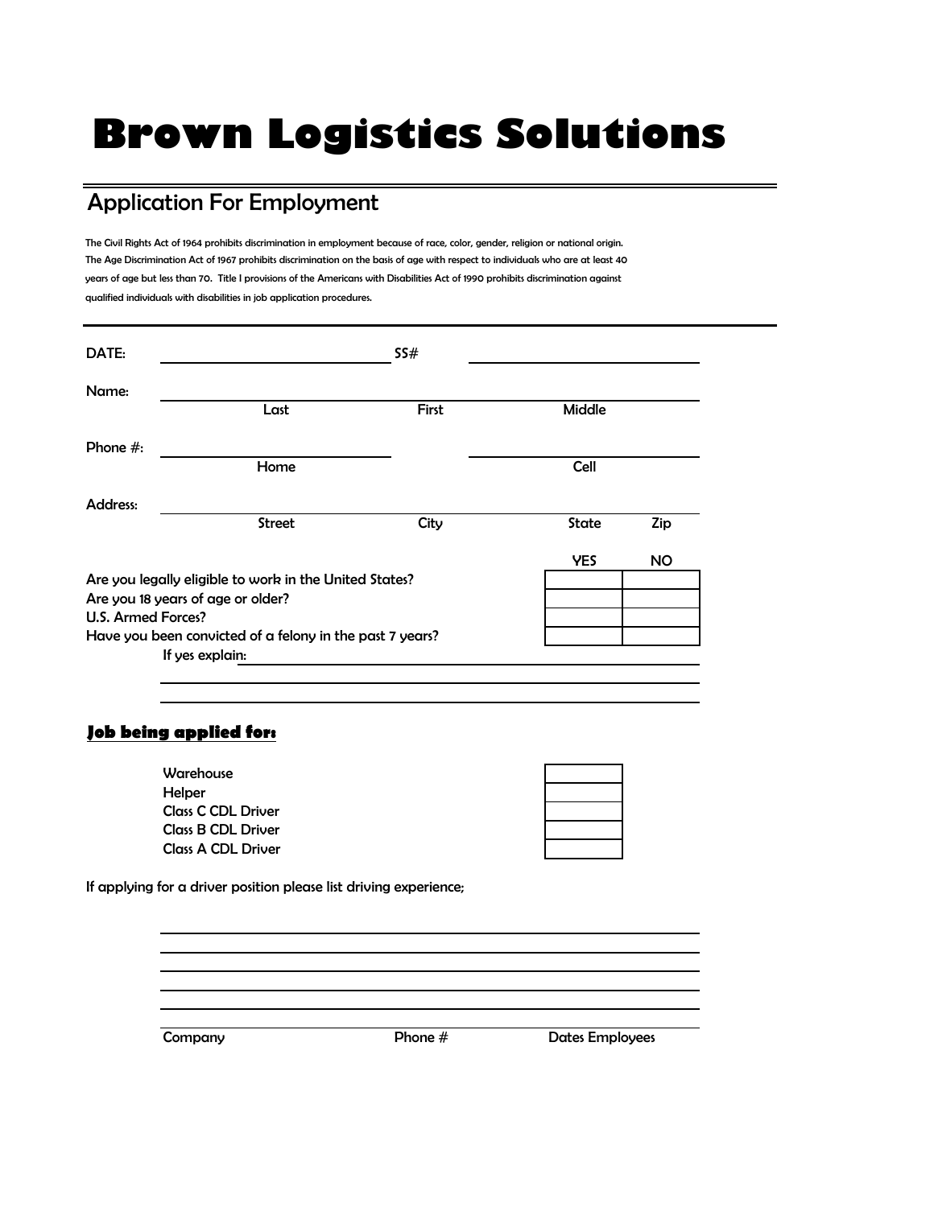# Brown Logistics Solutions

## Application For Employment

The Civil Rights Act of 1964 prohibits discrimination in employment because of race, color, gender, religion or national origin. The Age Discrimination Act of 1967 prohibits discrimination on the basis of age with respect to individuals who are at least 40 years of age but less than 70. Title I provisions of the Americans with Disabilities Act of 1990 prohibits discrimination against qualified individuals with disabilities in job application procedures.

---

DATE: ______________________ SS# ______________________

Name: ____________________________________________
Last First Middle

Phone #: ______________________ ______________________
Home Cell

Address: ____________________________________________
Street City State Zip

| | YES | NO |
|---|---|---|
| Are you legally eligible to work in the United States? | | |
| Are you 18 years of age or older? | | |
| U.S. Armed Forces? | | |
| Have you been convicted of a felony in the past 7 years? | | |

If yes explain: ____________________________________________

____________________________________________

____________________________________________

**Job being applied for:**

| | |
|---|---|
| Warehouse | |
| Helper | |
| Class C CDL Driver | |
| Class B CDL Driver | |
| Class A CDL Driver | |

If applying for a driver position please list driving experience;

| Company | Phone # | Dates Employees |
|---|---|---|
| | | |
| | | |
| | | |
| | | |
| | | |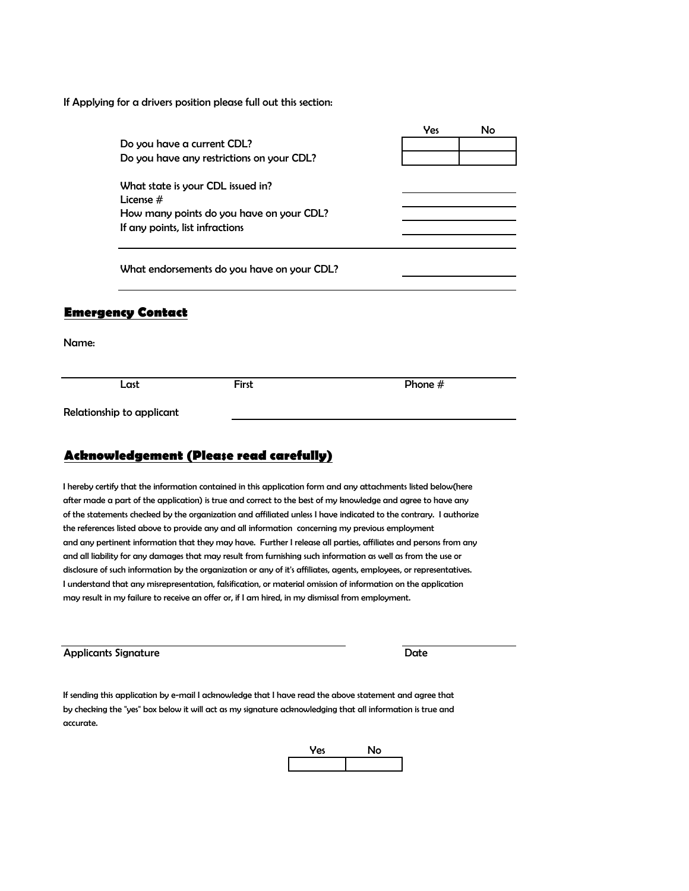If Applying for a drivers position please full out this section:

| | Yes | No |
|---|---|---|
| Do you have a current CDL? | | |
| Do you have any restrictions on your CDL? | | |

What state is your CDL issued in? ______________

License # ______________

How many points do you have on your CDL? ______________

If any points, list infractions ______________

______________________________________________

What endorsements do you have on your CDL? ______________

______________________________________________

## Emergency Contact

Name:

______________________________________________

Last First Phone #

Relationship to applicant ______________________________

## Acknowledgement (Please read carefully)

I hereby certify that the information contained in this application form and any attachments listed below(here after made a part of the application) is true and correct to the best of my knowledge and agree to have any of the statements checked by the organization and affiliated unless I have indicated to the contrary. I authorize the references listed above to provide any and all information concerning my previous employment and any pertinent information that they may have. Further I release all parties, affiliates and persons from any and all liability for any damages that may result from furnishing such information as well as from the use or disclosure of such information by the organization or any of it's affiliates, agents, employees, or representatives. I understand that any misrepresentation, falsification, or material omission of information on the application may result in my failure to receive an offer or, if I am hired, in my dismissal from employment.

______________________________ ______________

Applicants Signature Date

If sending this application by e-mail I acknowledge that I have read the above statement and agree that by checking the "yes" box below it will act as my signature acknowledging that all information is true and accurate.

| Yes | No |
|---|---|
| | |